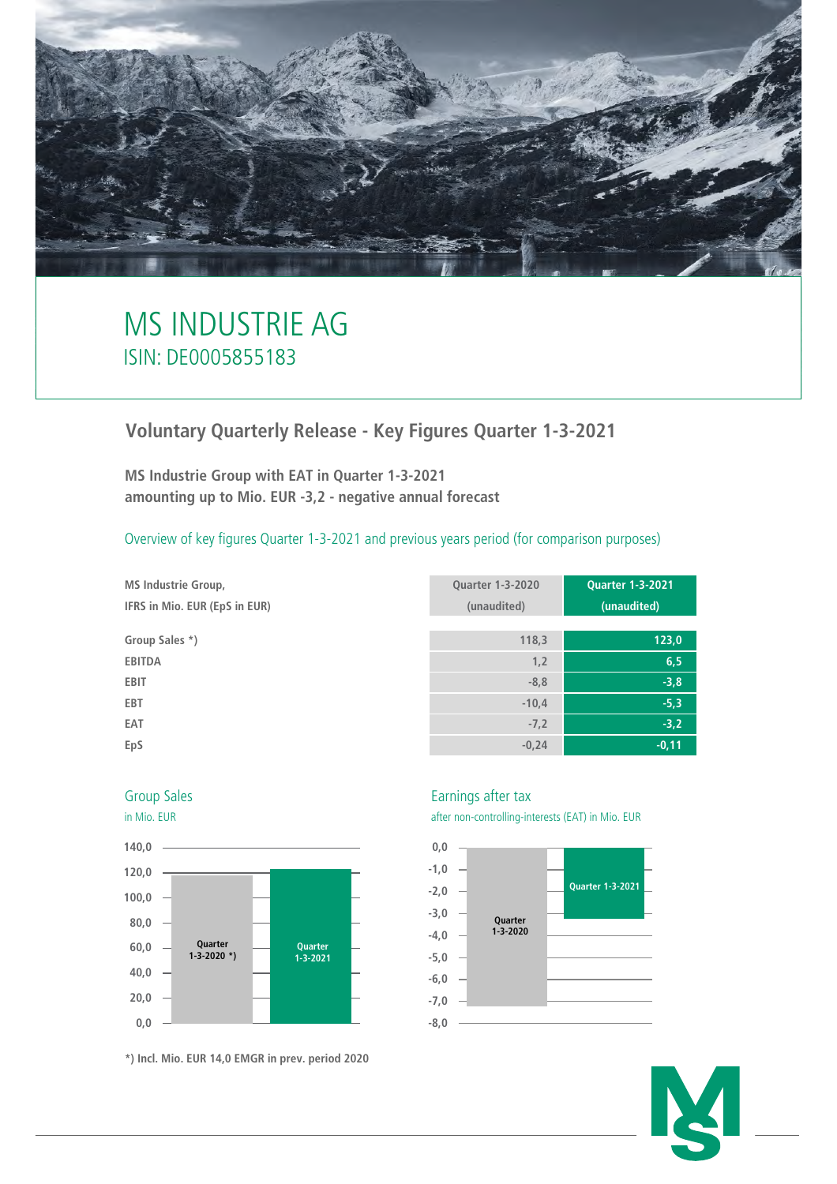# MS INDUSTRIE AG

ISIN: DE0005855183

## Voluntary Quarterly Release - Key Figures Quarter 1-3-2021

**MS Industrie Group with EAT in Quarter 1-3-2021 amounting up to Mio. EUR -3,2 - negative annual forecast**

Overview of key figures Quarter 1-3-2021 and previous years period (for comparison purposes)

| MS Industrie Group, IFRS in Mio. EUR (EpS in EUR) | Quarter 1-3-2020 (unaudited) | Quarter 1-3-2021 (unaudited) |
|---|---|---|
| Group Sales *) | 118,3 | 123,0 |
| EBITDA | 1,2 | 6,5 |
| EBIT | -8,8 | -3,8 |
| EBT | -10,4 | -5,3 |
| EAT | -7,2 | -3,2 |
| EpS | -0,24 | -0,11 |

Group Sales
in Mio. EUR

Earnings after tax
after non-controlling-interests (EAT) in Mio. EUR

*) Incl. Mio. EUR 14,0 EMGR in prev. period 2020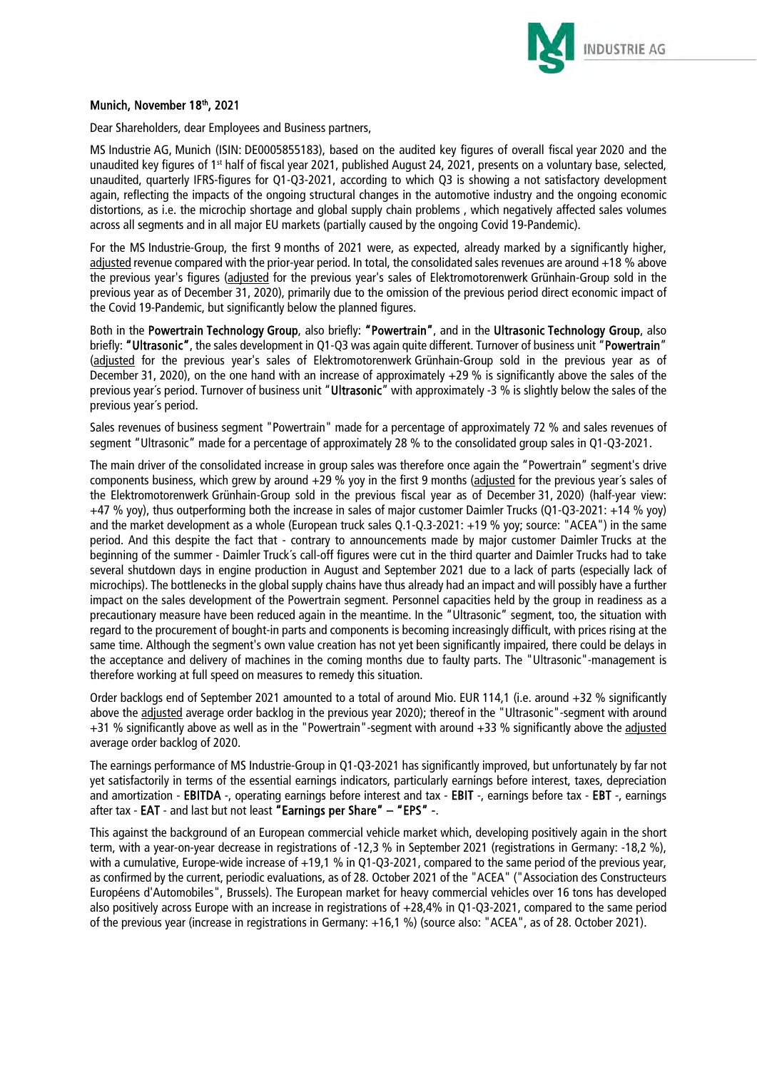**Munich, November 18th, 2021**

Dear Shareholders, dear Employees and Business partners,

MS Industrie AG, Munich (ISIN: DE0005855183), based on the audited key figures of overall fiscal year 2020 and the unaudited key figures of 1st half of fiscal year 2021, published August 24, 2021, presents on a voluntary base, selected, unaudited, quarterly IFRS-figures for Q1-Q3-2021, according to which Q3 is showing a not satisfactory development again, reflecting the impacts of the ongoing structural changes in the automotive industry and the ongoing economic distortions, as i.e. the microchip shortage and global supply chain problems , which negatively affected sales volumes across all segments and in all major EU markets (partially caused by the ongoing Covid 19-Pandemic).

For the MS Industrie-Group, the first 9 months of 2021 were, as expected, already marked by a significantly higher, adjusted revenue compared with the prior-year period. In total, the consolidated sales revenues are around +18 % above the previous year's figures (adjusted for the previous year's sales of Elektromotorenwerk Grünhain-Group sold in the previous year as of December 31, 2020), primarily due to the omission of the previous period direct economic impact of the Covid 19-Pandemic, but significantly below the planned figures.

Both in the **Powertrain Technology Group**, also briefly: **"Powertrain"**, and in the **Ultrasonic Technology Group**, also briefly: **"Ultrasonic"**, the sales development in Q1-Q3 was again quite different. Turnover of business unit "**Powertrain**" (adjusted for the previous year's sales of Elektromotorenwerk Grünhain-Group sold in the previous year as of December 31, 2020), on the one hand with an increase of approximately +29 % is significantly above the sales of the previous year´s period. Turnover of business unit "**Ultrasonic**" with approximately -3 % is slightly below the sales of the previous year´s period.

Sales revenues of business segment "Powertrain" made for a percentage of approximately 72 % and sales revenues of segment "Ultrasonic" made for a percentage of approximately 28 % to the consolidated group sales in Q1-Q3-2021.

The main driver of the consolidated increase in group sales was therefore once again the "Powertrain" segment's drive components business, which grew by around +29 % yoy in the first 9 months (adjusted for the previous year´s sales of the Elektromotorenwerk Grünhain-Group sold in the previous fiscal year as of December 31, 2020) (half-year view: +47 % yoy), thus outperforming both the increase in sales of major customer Daimler Trucks (Q1-Q3-2021: +14 % yoy) and the market development as a whole (European truck sales Q.1-Q.3-2021: +19 % yoy; source: "ACEA") in the same period. And this despite the fact that - contrary to announcements made by major customer Daimler Trucks at the beginning of the summer - Daimler Truck´s call-off figures were cut in the third quarter and Daimler Trucks had to take several shutdown days in engine production in August and September 2021 due to a lack of parts (especially lack of microchips). The bottlenecks in the global supply chains have thus already had an impact and will possibly have a further impact on the sales development of the Powertrain segment. Personnel capacities held by the group in readiness as a precautionary measure have been reduced again in the meantime. In the "Ultrasonic" segment, too, the situation with regard to the procurement of bought-in parts and components is becoming increasingly difficult, with prices rising at the same time. Although the segment's own value creation has not yet been significantly impaired, there could be delays in the acceptance and delivery of machines in the coming months due to faulty parts. The "Ultrasonic"-management is therefore working at full speed on measures to remedy this situation.

Order backlogs end of September 2021 amounted to a total of around Mio. EUR 114,1 (i.e. around +32 % significantly above the adjusted average order backlog in the previous year 2020); thereof in the "Ultrasonic"-segment with around +31 % significantly above as well as in the "Powertrain"-segment with around +33 % significantly above the adjusted average order backlog of 2020.

The earnings performance of MS Industrie-Group in Q1-Q3-2021 has significantly improved, but unfortunately by far not yet satisfactorily in terms of the essential earnings indicators, particularly earnings before interest, taxes, depreciation and amortization - **EBITDA** -, operating earnings before interest and tax - **EBIT** -, earnings before tax - **EBT** -, earnings after tax - **EAT** - and last but not least **"Earnings per Share" – "EPS"** -.

This against the background of an European commercial vehicle market which, developing positively again in the short term, with a year-on-year decrease in registrations of -12,3 % in September 2021 (registrations in Germany: -18,2 %), with a cumulative, Europe-wide increase of +19,1 % in Q1-Q3-2021, compared to the same period of the previous year, as confirmed by the current, periodic evaluations, as of 28. October 2021 of the "ACEA" ("Association des Constructeurs Européens d'Automobiles", Brussels). The European market for heavy commercial vehicles over 16 tons has developed also positively across Europe with an increase in registrations of +28,4% in Q1-Q3-2021, compared to the same period of the previous year (increase in registrations in Germany: +16,1 %) (source also: "ACEA", as of 28. October 2021).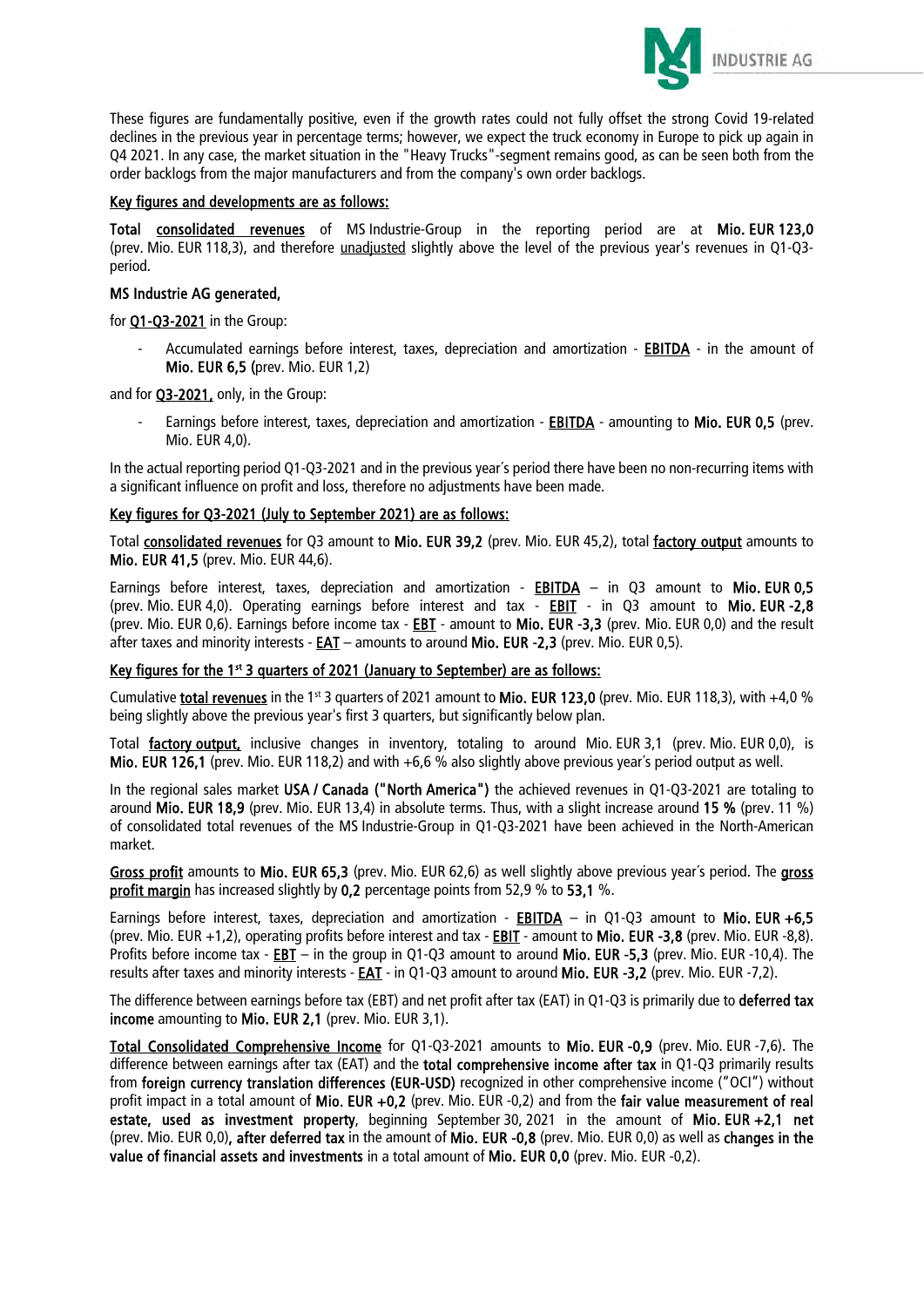These figures are fundamentally positive, even if the growth rates could not fully offset the strong Covid 19-related declines in the previous year in percentage terms; however, we expect the truck economy in Europe to pick up again in Q4 2021. In any case, the market situation in the "Heavy Trucks"-segment remains good, as can be seen both from the order backlogs from the major manufacturers and from the company's own order backlogs.

Key figures and developments are as follows:

**Total** consolidated revenues of MS Industrie-Group in the reporting period are at **Mio. EUR 123,0** (prev. Mio. EUR 118,3), and therefore unadjusted slightly above the level of the previous year's revenues in Q1-Q3-period.

**MS Industrie AG generated,**

for Q1-Q3-2021 in the Group:

- Accumulated earnings before interest, taxes, depreciation and amortization - EBITDA - in the amount of **Mio. EUR 6,5 (**prev. Mio. EUR 1,2)

and for Q3-2021, only, in the Group:

- Earnings before interest, taxes, depreciation and amortization - EBITDA - amounting to **Mio. EUR 0,5** (prev. Mio. EUR 4,0).

In the actual reporting period Q1-Q3-2021 and in the previous year´s period there have been no non-recurring items with a significant influence on profit and loss, therefore no adjustments have been made.

Key figures for Q3-2021 (July to September 2021) are as follows:

Total consolidated revenues for Q3 amount to **Mio. EUR 39,2** (prev. Mio. EUR 45,2), total factory output amounts to **Mio. EUR 41,5** (prev. Mio. EUR 44,6).

Earnings before interest, taxes, depreciation and amortization - EBITDA – in Q3 amount to **Mio. EUR 0,5** (prev. Mio. EUR 4,0). Operating earnings before interest and tax - EBIT - in Q3 amount to **Mio. EUR -2,8** (prev. Mio. EUR 0,6). Earnings before income tax - EBT - amount to **Mio. EUR -3,3** (prev. Mio. EUR 0,0) and the result after taxes and minority interests - EAT – amounts to around **Mio. EUR -2,3** (prev. Mio. EUR 0,5).

Key figures for the 1st 3 quarters of 2021 (January to September) are as follows:

Cumulative total revenues in the 1st 3 quarters of 2021 amount to **Mio. EUR 123,0** (prev. Mio. EUR 118,3), with +4,0 % being slightly above the previous year's first 3 quarters, but significantly below plan.

Total factory output, inclusive changes in inventory, totaling to around Mio. EUR 3,1 (prev. Mio. EUR 0,0), is **Mio. EUR 126,1** (prev. Mio. EUR 118,2) and with +6,6 % also slightly above previous year´s period output as well.

In the regional sales market **USA / Canada ("North America")** the achieved revenues in Q1-Q3-2021 are totaling to around **Mio. EUR 18,9** (prev. Mio. EUR 13,4) in absolute terms. Thus, with a slight increase around **15 %** (prev. 11 %) of consolidated total revenues of the MS Industrie-Group in Q1-Q3-2021 have been achieved in the North-American market.

Gross profit amounts to **Mio. EUR 65,3** (prev. Mio. EUR 62,6) as well slightly above previous year´s period. The gross profit margin has increased slightly by **0,2** percentage points from 52,9 % to **53,1** %.

Earnings before interest, taxes, depreciation and amortization - EBITDA – in Q1-Q3 amount to **Mio. EUR +6,5** (prev. Mio. EUR +1,2), operating profits before interest and tax - EBIT - amount to **Mio. EUR -3,8** (prev. Mio. EUR -8,8). Profits before income tax - EBT – in the group in Q1-Q3 amount to around **Mio. EUR -5,3** (prev. Mio. EUR -10,4). The results after taxes and minority interests - EAT - in Q1-Q3 amount to around **Mio. EUR -3,2** (prev. Mio. EUR -7,2).

The difference between earnings before tax (EBT) and net profit after tax (EAT) in Q1-Q3 is primarily due to **deferred tax income** amounting to **Mio. EUR 2,1** (prev. Mio. EUR 3,1).

Total Consolidated Comprehensive Income for Q1-Q3-2021 amounts to **Mio. EUR -0,9** (prev. Mio. EUR -7,6). The difference between earnings after tax (EAT) and the **total comprehensive income after tax** in Q1-Q3 primarily results from **foreign currency translation differences (EUR-USD)** recognized in other comprehensive income ("OCI") without profit impact in a total amount of **Mio. EUR +0,2** (prev. Mio. EUR -0,2) and from the **fair value measurement of real estate, used as investment property**, beginning September 30, 2021 in the amount of **Mio. EUR +2,1 net** (prev. Mio. EUR 0,0)**, after deferred tax** in the amount of **Mio. EUR -0,8** (prev. Mio. EUR 0,0) as well as **changes in the value of financial assets and investments** in a total amount of **Mio. EUR 0,0** (prev. Mio. EUR -0,2).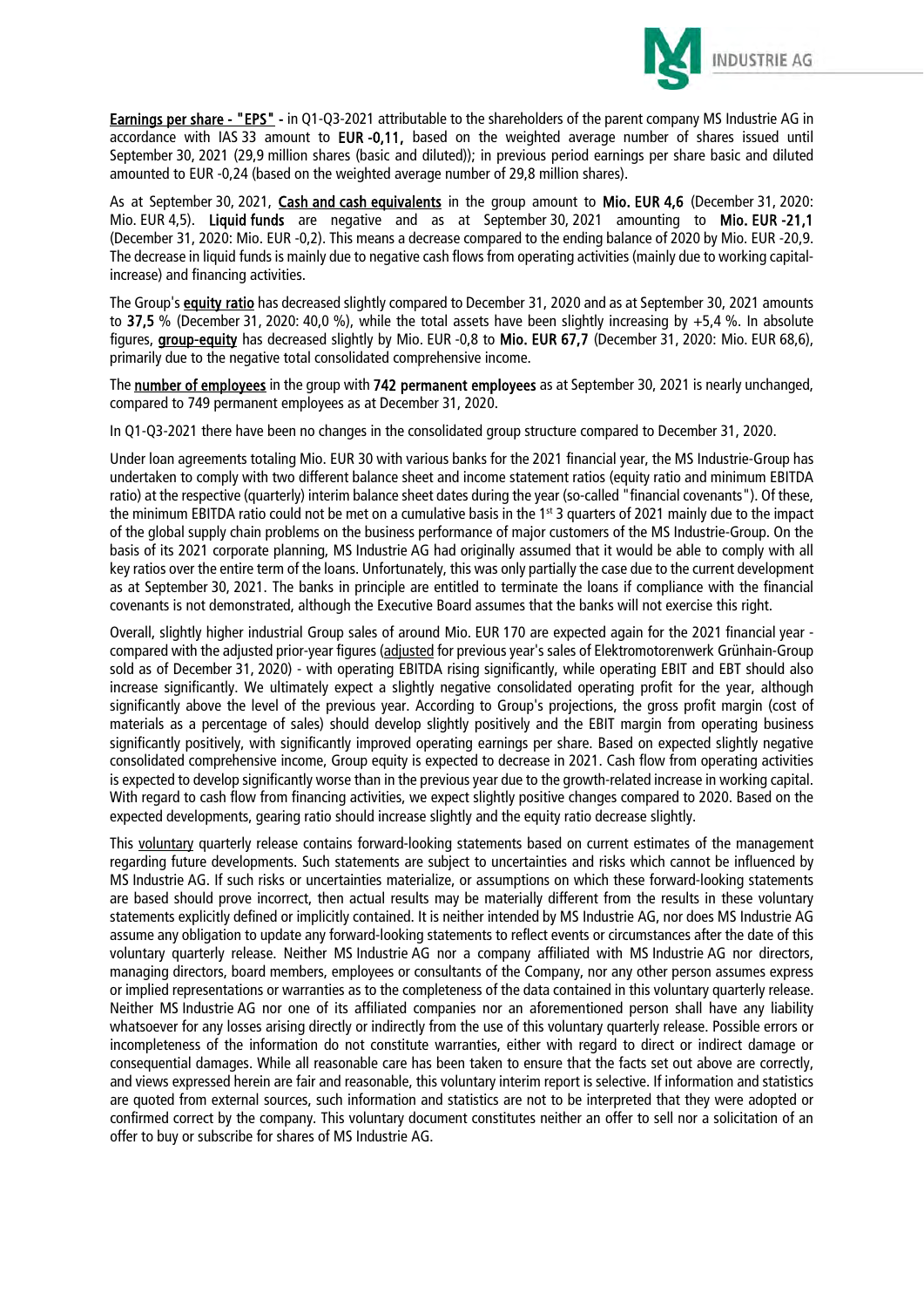**Earnings per share - "EPS"** - in Q1-Q3-2021 attributable to the shareholders of the parent company MS Industrie AG in accordance with IAS 33 amount to **EUR -0,11,** based on the weighted average number of shares issued until September 30, 2021 (29,9 million shares (basic and diluted)); in previous period earnings per share basic and diluted amounted to EUR -0,24 (based on the weighted average number of 29,8 million shares).

As at September 30, 2021, **Cash and cash equivalents** in the group amount to **Mio. EUR 4,6** (December 31, 2020: Mio. EUR 4,5). **Liquid funds** are negative and as at September 30, 2021 amounting to **Mio. EUR -21,1** (December 31, 2020: Mio. EUR -0,2). This means a decrease compared to the ending balance of 2020 by Mio. EUR -20,9. The decrease in liquid funds is mainly due to negative cash flows from operating activities (mainly due to working capital-increase) and financing activities.

The Group's **equity ratio** has decreased slightly compared to December 31, 2020 and as at September 30, 2021 amounts to **37,5** % (December 31, 2020: 40,0 %), while the total assets have been slightly increasing by +5,4 %. In absolute figures, **group-equity** has decreased slightly by Mio. EUR -0,8 to **Mio. EUR 67,7** (December 31, 2020: Mio. EUR 68,6), primarily due to the negative total consolidated comprehensive income.

The **number of employees** in the group with **742 permanent employees** as at September 30, 2021 is nearly unchanged, compared to 749 permanent employees as at December 31, 2020.

In Q1-Q3-2021 there have been no changes in the consolidated group structure compared to December 31, 2020.

Under loan agreements totaling Mio. EUR 30 with various banks for the 2021 financial year, the MS Industrie-Group has undertaken to comply with two different balance sheet and income statement ratios (equity ratio and minimum EBITDA ratio) at the respective (quarterly) interim balance sheet dates during the year (so-called "financial covenants"). Of these, the minimum EBITDA ratio could not be met on a cumulative basis in the 1st 3 quarters of 2021 mainly due to the impact of the global supply chain problems on the business performance of major customers of the MS Industrie-Group. On the basis of its 2021 corporate planning, MS Industrie AG had originally assumed that it would be able to comply with all key ratios over the entire term of the loans. Unfortunately, this was only partially the case due to the current development as at September 30, 2021. The banks in principle are entitled to terminate the loans if compliance with the financial covenants is not demonstrated, although the Executive Board assumes that the banks will not exercise this right.

Overall, slightly higher industrial Group sales of around Mio. EUR 170 are expected again for the 2021 financial year - compared with the adjusted prior-year figures (adjusted for previous year's sales of Elektromotorenwerk Grünhain-Group sold as of December 31, 2020) - with operating EBITDA rising significantly, while operating EBIT and EBT should also increase significantly. We ultimately expect a slightly negative consolidated operating profit for the year, although significantly above the level of the previous year. According to Group's projections, the gross profit margin (cost of materials as a percentage of sales) should develop slightly positively and the EBIT margin from operating business significantly positively, with significantly improved operating earnings per share. Based on expected slightly negative consolidated comprehensive income, Group equity is expected to decrease in 2021. Cash flow from operating activities is expected to develop significantly worse than in the previous year due to the growth-related increase in working capital. With regard to cash flow from financing activities, we expect slightly positive changes compared to 2020. Based on the expected developments, gearing ratio should increase slightly and the equity ratio decrease slightly.

This voluntary quarterly release contains forward-looking statements based on current estimates of the management regarding future developments. Such statements are subject to uncertainties and risks which cannot be influenced by MS Industrie AG. If such risks or uncertainties materialize, or assumptions on which these forward-looking statements are based should prove incorrect, then actual results may be materially different from the results in these voluntary statements explicitly defined or implicitly contained. It is neither intended by MS Industrie AG, nor does MS Industrie AG assume any obligation to update any forward-looking statements to reflect events or circumstances after the date of this voluntary quarterly release. Neither MS Industrie AG nor a company affiliated with MS Industrie AG nor directors, managing directors, board members, employees or consultants of the Company, nor any other person assumes express or implied representations or warranties as to the completeness of the data contained in this voluntary quarterly release. Neither MS Industrie AG nor one of its affiliated companies nor an aforementioned person shall have any liability whatsoever for any losses arising directly or indirectly from the use of this voluntary quarterly release. Possible errors or incompleteness of the information do not constitute warranties, either with regard to direct or indirect damage or consequential damages. While all reasonable care has been taken to ensure that the facts set out above are correctly, and views expressed herein are fair and reasonable, this voluntary interim report is selective. If information and statistics are quoted from external sources, such information and statistics are not to be interpreted that they were adopted or confirmed correct by the company. This voluntary document constitutes neither an offer to sell nor a solicitation of an offer to buy or subscribe for shares of MS Industrie AG.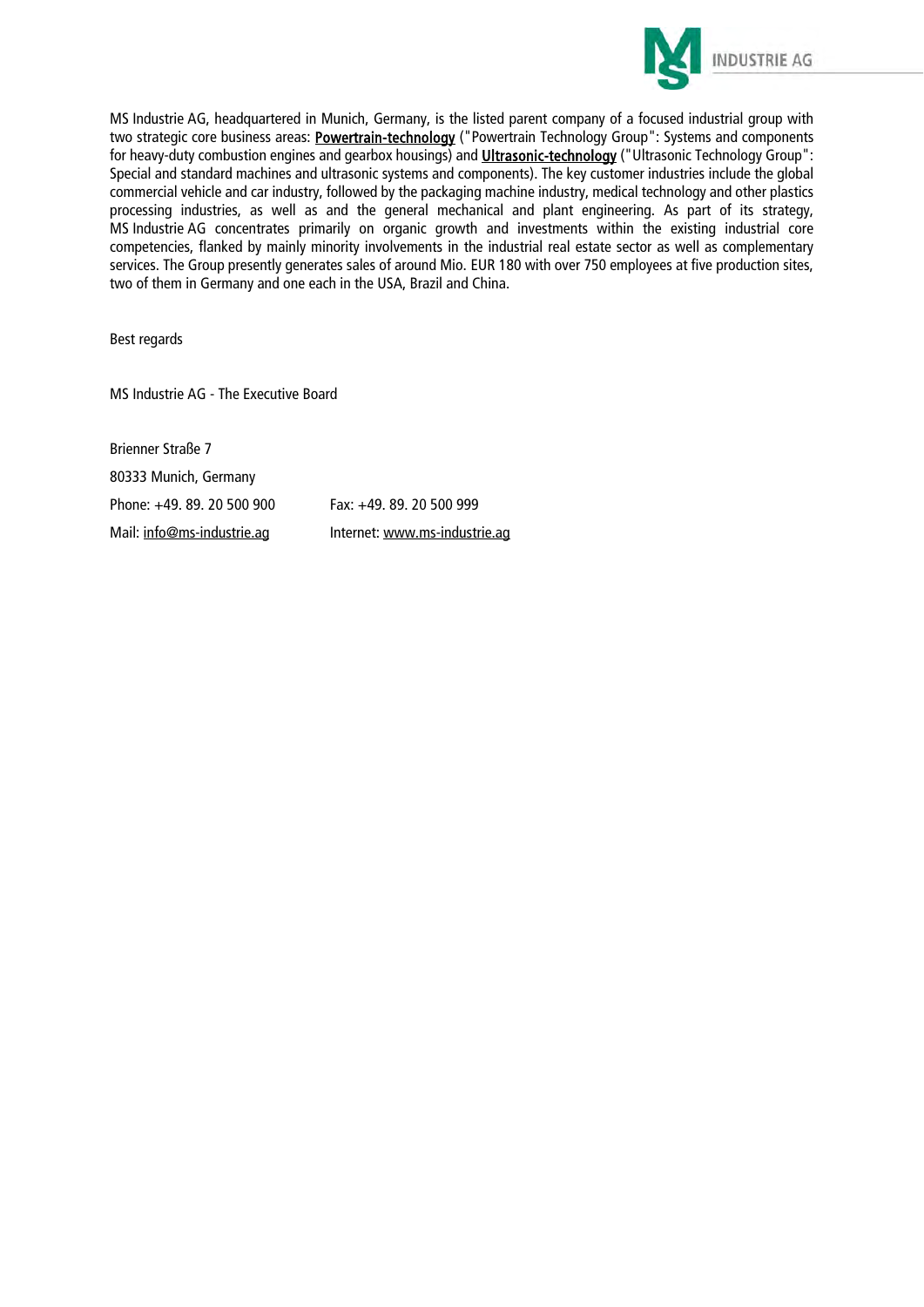MS Industrie AG, headquartered in Munich, Germany, is the listed parent company of a focused industrial group with two strategic core business areas: **Powertrain-technology** ("Powertrain Technology Group": Systems and components for heavy-duty combustion engines and gearbox housings) and **Ultrasonic-technology** ("Ultrasonic Technology Group": Special and standard machines and ultrasonic systems and components). The key customer industries include the global commercial vehicle and car industry, followed by the packaging machine industry, medical technology and other plastics processing industries, as well as and the general mechanical and plant engineering. As part of its strategy, MS Industrie AG concentrates primarily on organic growth and investments within the existing industrial core competencies, flanked by mainly minority involvements in the industrial real estate sector as well as complementary services. The Group presently generates sales of around Mio. EUR 180 with over 750 employees at five production sites, two of them in Germany and one each in the USA, Brazil and China.

Best regards

MS Industrie AG - The Executive Board

Brienner Straße 7

80333 Munich, Germany

Phone: +49. 89. 20 500 900 Fax: +49. 89. 20 500 999

Mail: info@ms-industrie.ag Internet: www.ms-industrie.ag